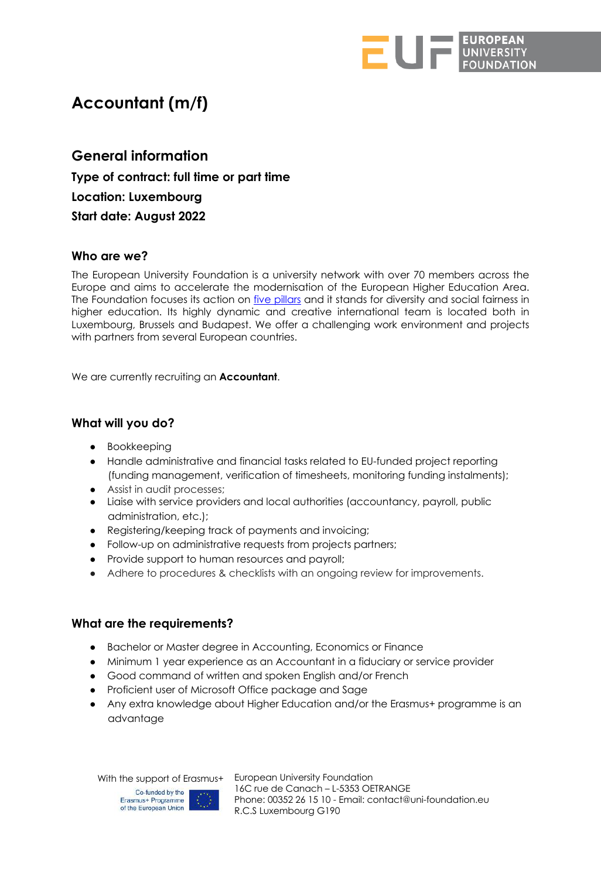# Accountant (m/f)

## General information

**Type of contract: full time or part time**

**Location: Luxembourg**

**Start date: August 2022**

### Who are we?

The European University Foundation is a university network with over 70 members across the Europe and aims to accelerate the modernisation of the European Higher Education Area. The Foundation focuses its action on five pillars and it stands for diversity and social fairness in higher education. Its highly dynamic and creative international team is located both in Luxembourg, Brussels and Budapest. We offer a challenging work environment and projects with partners from several European countries.

We are currently recruiting an **Accountant**.

### What will you do?

- Bookkeeping
- Handle administrative and financial tasks related to EU-funded project reporting (funding management, verification of timesheets, monitoring funding instalments);
- Assist in audit processes;
- Liaise with service providers and local authorities (accountancy, payroll, public administration, etc.);
- Registering/keeping track of payments and invoicing;
- Follow-up on administrative requests from projects partners;
- Provide support to human resources and payroll;
- Adhere to procedures & checklists with an ongoing review for improvements.

### What are the requirements?

- Bachelor or Master degree in Accounting, Economics or Finance
- Minimum 1 year experience as an Accountant in a fiduciary or service provider
- Good command of written and spoken English and/or French
- Proficient user of Microsoft Office package and Sage
- Any extra knowledge about Higher Education and/or the Erasmus+ programme is an advantage

With the support of Erasmus+

Co-funded by the Erasmus+ Programme of the European Union

European University Foundation
16C rue de Canach – L-5353 OETRANGE
Phone: 00352 26 15 10 - Email: contact@uni-foundation.eu
R.C.S Luxembourg G190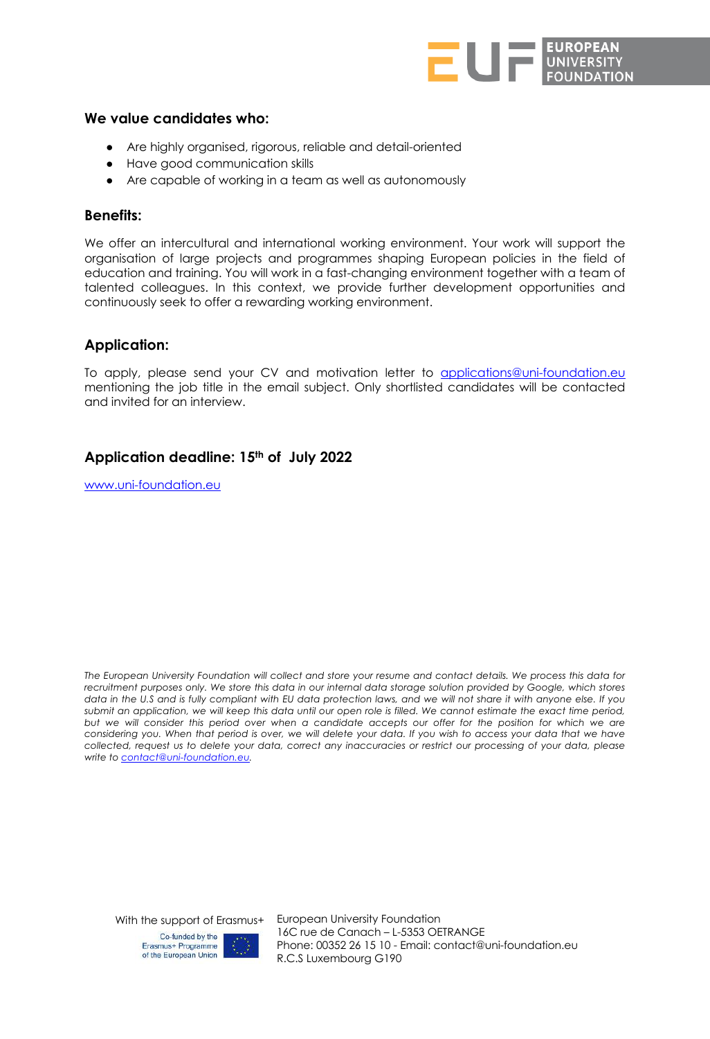### We value candidates who:

- Are highly organised, rigorous, reliable and detail-oriented
- Have good communication skills
- Are capable of working in a team as well as autonomously

### Benefits:

We offer an intercultural and international working environment. Your work will support the organisation of large projects and programmes shaping European policies in the field of education and training. You will work in a fast-changing environment together with a team of talented colleagues. In this context, we provide further development opportunities and continuously seek to offer a rewarding working environment.

### Application:

To apply, please send your CV and motivation letter to applications@uni-foundation.eu mentioning the job title in the email subject. Only shortlisted candidates will be contacted and invited for an interview.

### Application deadline: 15th of July 2022

www.uni-foundation.eu

*The European University Foundation will collect and store your resume and contact details. We process this data for recruitment purposes only. We store this data in our internal data storage solution provided by Google, which stores data in the U.S and is fully compliant with EU data protection laws, and we will not share it with anyone else. If you submit an application, we will keep this data until our open role is filled. We cannot estimate the exact time period, but we will consider this period over when a candidate accepts our offer for the position for which we are considering you. When that period is over, we will delete your data. If you wish to access your data that we have collected, request us to delete your data, correct any inaccuracies or restrict our processing of your data, please write to contact@uni-foundation.eu.*

With the support of Erasmus+

Co-funded by the Erasmus+ Programme of the European Union

European University Foundation
16C rue de Canach – L-5353 OETRANGE
Phone: 00352 26 15 10 - Email: contact@uni-foundation.eu
R.C.S Luxembourg G190